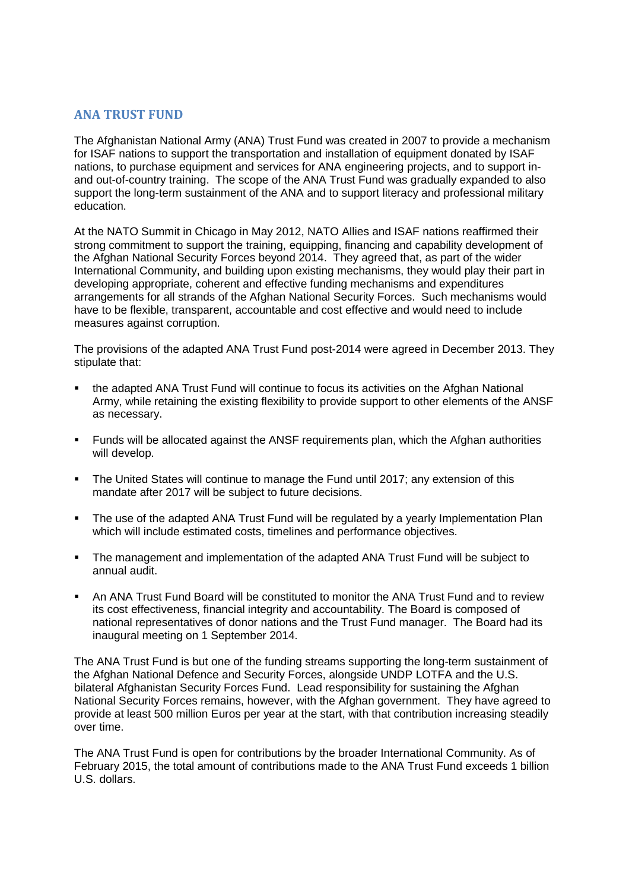## ANA TRUST FUND

The Afghanistan National Army (ANA) Trust Fund was created in 2007 to provide a mechanism for ISAF nations to support the transportation and installation of equipment donated by ISAF nations, to purchase equipment and services for ANA engineering projects, and to support in- and out-of-country training. The scope of the ANA Trust Fund was gradually expanded to also support the long-term sustainment of the ANA and to support literacy and professional military education.

At the NATO Summit in Chicago in May 2012, NATO Allies and ISAF nations reaffirmed their strong commitment to support the training, equipping, financing and capability development of the Afghan National Security Forces beyond 2014. They agreed that, as part of the wider International Community, and building upon existing mechanisms, they would play their part in developing appropriate, coherent and effective funding mechanisms and expenditures arrangements for all strands of the Afghan National Security Forces. Such mechanisms would have to be flexible, transparent, accountable and cost effective and would need to include measures against corruption.

The provisions of the adapted ANA Trust Fund post-2014 were agreed in December 2013. They stipulate that:

- the adapted ANA Trust Fund will continue to focus its activities on the Afghan National Army, while retaining the existing flexibility to provide support to other elements of the ANSF as necessary.
- Funds will be allocated against the ANSF requirements plan, which the Afghan authorities will develop.
- The United States will continue to manage the Fund until 2017; any extension of this mandate after 2017 will be subject to future decisions.
- The use of the adapted ANA Trust Fund will be regulated by a yearly Implementation Plan which will include estimated costs, timelines and performance objectives.
- The management and implementation of the adapted ANA Trust Fund will be subject to annual audit.
- An ANA Trust Fund Board will be constituted to monitor the ANA Trust Fund and to review its cost effectiveness, financial integrity and accountability. The Board is composed of national representatives of donor nations and the Trust Fund manager. The Board had its inaugural meeting on 1 September 2014.

The ANA Trust Fund is but one of the funding streams supporting the long-term sustainment of the Afghan National Defence and Security Forces, alongside UNDP LOTFA and the U.S. bilateral Afghanistan Security Forces Fund. Lead responsibility for sustaining the Afghan National Security Forces remains, however, with the Afghan government. They have agreed to provide at least 500 million Euros per year at the start, with that contribution increasing steadily over time.

The ANA Trust Fund is open for contributions by the broader International Community. As of February 2015, the total amount of contributions made to the ANA Trust Fund exceeds 1 billion U.S. dollars.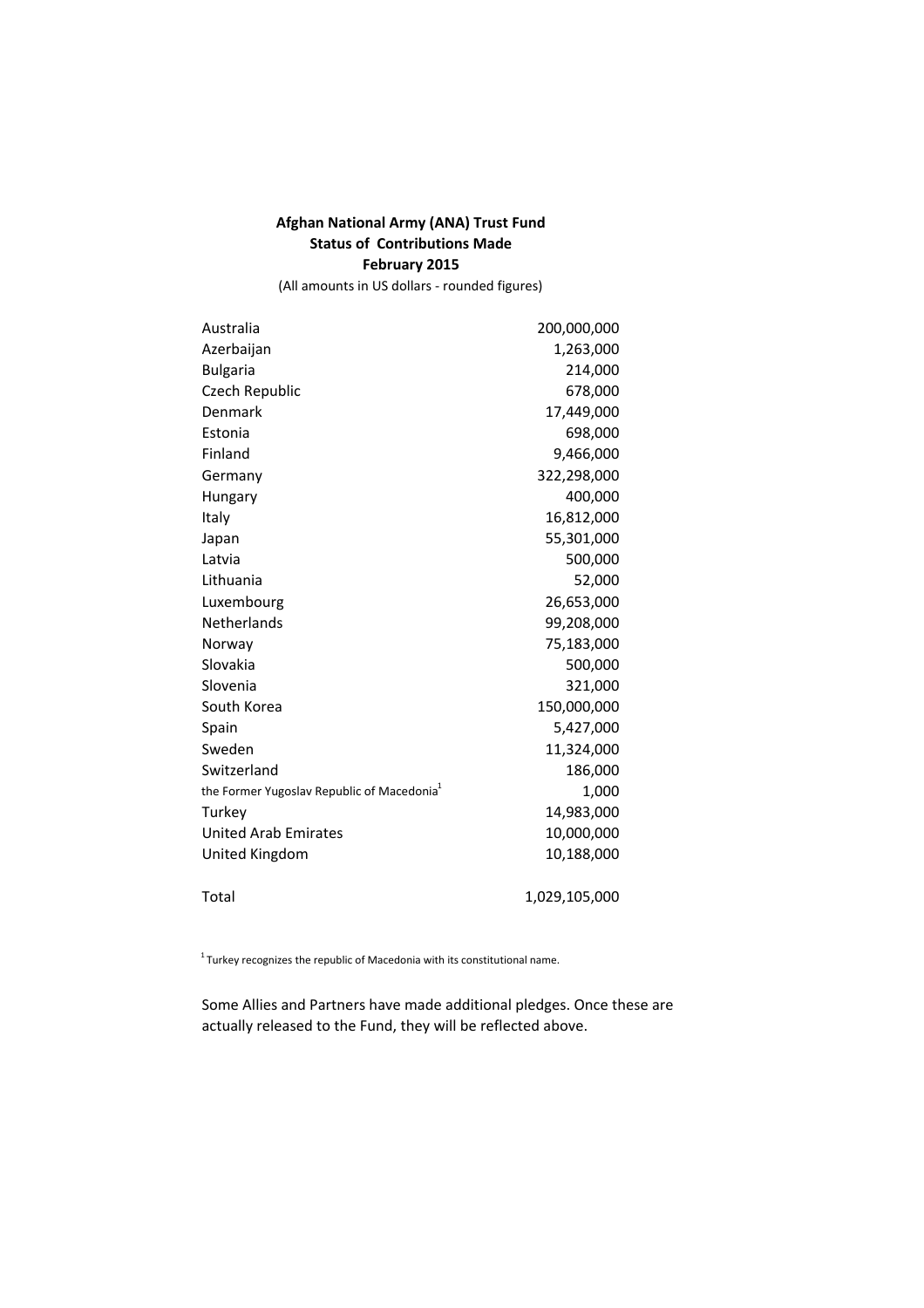**Afghan National Army (ANA) Trust Fund**
**Status of Contributions Made**
**February 2015**
(All amounts in US dollars - rounded figures)

| | |
|---|---|
| Australia | 200,000,000 |
| Azerbaijan | 1,263,000 |
| Bulgaria | 214,000 |
| Czech Republic | 678,000 |
| Denmark | 17,449,000 |
| Estonia | 698,000 |
| Finland | 9,466,000 |
| Germany | 322,298,000 |
| Hungary | 400,000 |
| Italy | 16,812,000 |
| Japan | 55,301,000 |
| Latvia | 500,000 |
| Lithuania | 52,000 |
| Luxembourg | 26,653,000 |
| Netherlands | 99,208,000 |
| Norway | 75,183,000 |
| Slovakia | 500,000 |
| Slovenia | 321,000 |
| South Korea | 150,000,000 |
| Spain | 5,427,000 |
| Sweden | 11,324,000 |
| Switzerland | 186,000 |
| the Former Yugoslav Republic of Macedonia[1] | 1,000 |
| Turkey | 14,983,000 |
| United Arab Emirates | 10,000,000 |
| United Kingdom | 10,188,000 |
| Total | 1,029,105,000 |

[1] Turkey recognizes the republic of Macedonia with its constitutional name.

Some Allies and Partners have made additional pledges. Once these are actually released to the Fund, they will be reflected above.